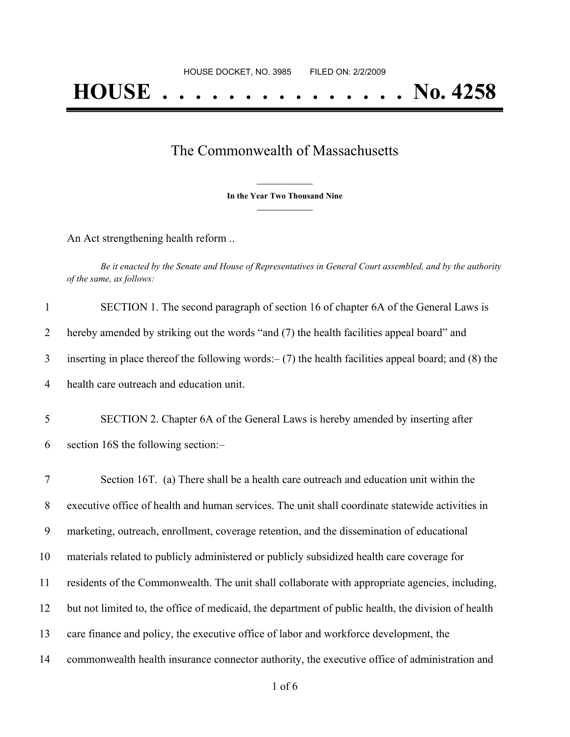HOUSE DOCKET, NO. 3985 FILED ON: 2/2/2009

# HOUSE . . . . . . . . . . . . . . . No. 4258

## The Commonwealth of Massachusetts

**In the Year Two Thousand Nine**

An Act strengthening health reform ..

*Be it enacted by the Senate and House of Representatives in General Court assembled, and by the authority of the same, as follows:*

SECTION 1. The second paragraph of section 16 of chapter 6A of the General Laws is hereby amended by striking out the words "and (7) the health facilities appeal board" and inserting in place thereof the following words:– (7) the health facilities appeal board; and (8) the health care outreach and education unit.

SECTION 2. Chapter 6A of the General Laws is hereby amended by inserting after section 16S the following section:–

Section 16T. (a) There shall be a health care outreach and education unit within the executive office of health and human services. The unit shall coordinate statewide activities in marketing, outreach, enrollment, coverage retention, and the dissemination of educational materials related to publicly administered or publicly subsidized health care coverage for residents of the Commonwealth. The unit shall collaborate with appropriate agencies, including, but not limited to, the office of medicaid, the department of public health, the division of health care finance and policy, the executive office of labor and workforce development, the commonwealth health insurance connector authority, the executive office of administration and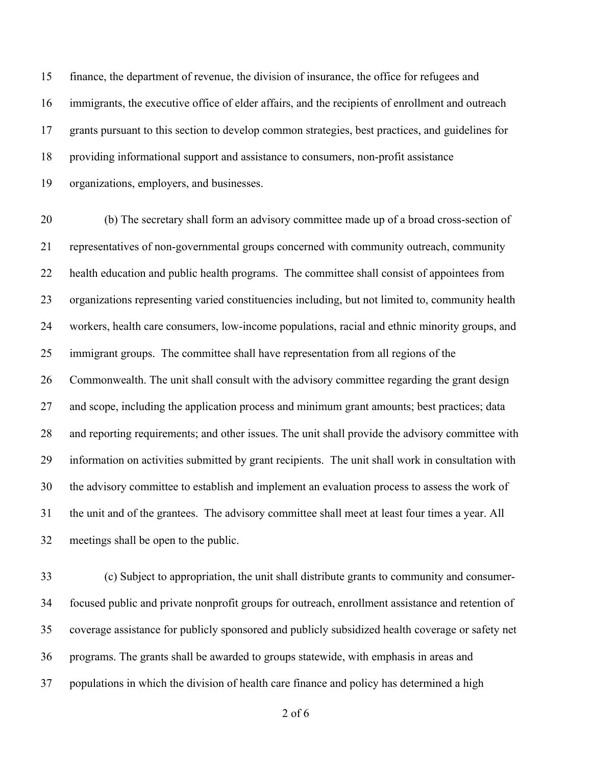finance, the department of revenue, the division of insurance, the office for refugees and immigrants, the executive office of elder affairs, and the recipients of enrollment and outreach grants pursuant to this section to develop common strategies, best practices, and guidelines for providing informational support and assistance to consumers, non-profit assistance organizations, employers, and businesses.

(b) The secretary shall form an advisory committee made up of a broad cross-section of representatives of non-governmental groups concerned with community outreach, community health education and public health programs. The committee shall consist of appointees from organizations representing varied constituencies including, but not limited to, community health workers, health care consumers, low-income populations, racial and ethnic minority groups, and immigrant groups. The committee shall have representation from all regions of the Commonwealth. The unit shall consult with the advisory committee regarding the grant design and scope, including the application process and minimum grant amounts; best practices; data and reporting requirements; and other issues. The unit shall provide the advisory committee with information on activities submitted by grant recipients. The unit shall work in consultation with the advisory committee to establish and implement an evaluation process to assess the work of the unit and of the grantees. The advisory committee shall meet at least four times a year. All meetings shall be open to the public.

(c) Subject to appropriation, the unit shall distribute grants to community and consumer-focused public and private nonprofit groups for outreach, enrollment assistance and retention of coverage assistance for publicly sponsored and publicly subsidized health coverage or safety net programs. The grants shall be awarded to groups statewide, with emphasis in areas and populations in which the division of health care finance and policy has determined a high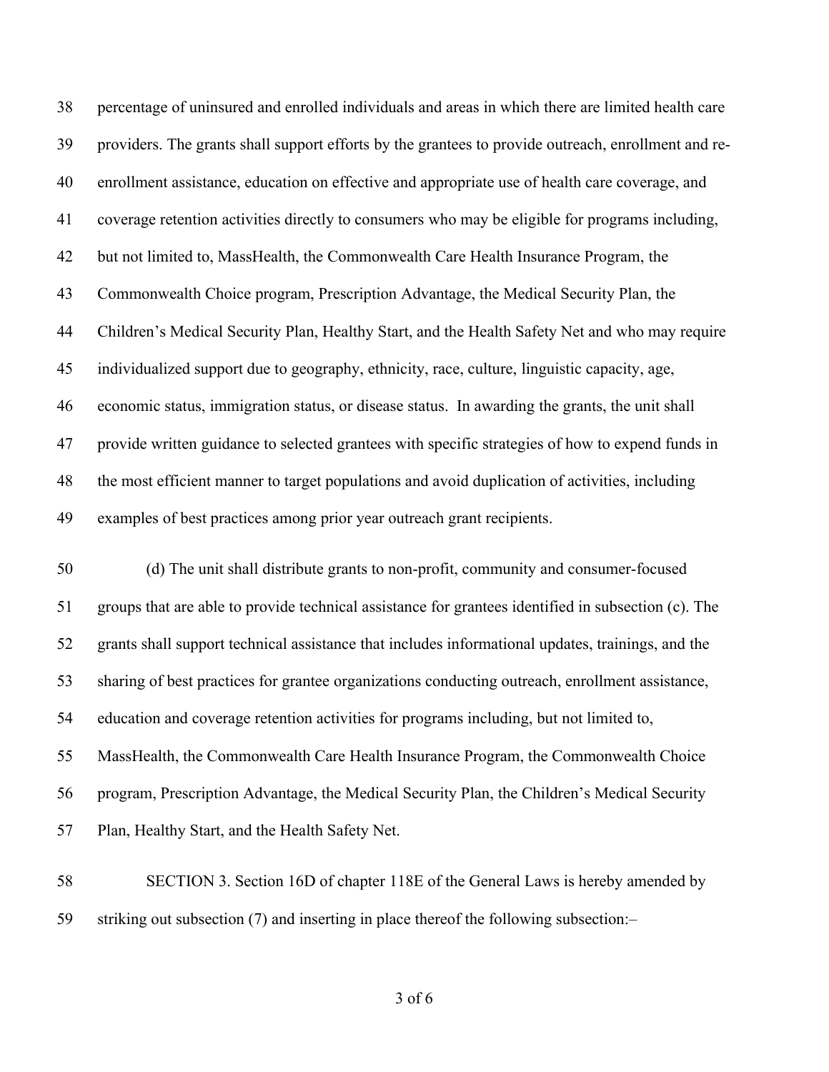percentage of uninsured and enrolled individuals and areas in which there are limited health care providers. The grants shall support efforts by the grantees to provide outreach, enrollment and re-enrollment assistance, education on effective and appropriate use of health care coverage, and coverage retention activities directly to consumers who may be eligible for programs including, but not limited to, MassHealth, the Commonwealth Care Health Insurance Program, the Commonwealth Choice program, Prescription Advantage, the Medical Security Plan, the Children's Medical Security Plan, Healthy Start, and the Health Safety Net and who may require individualized support due to geography, ethnicity, race, culture, linguistic capacity, age, economic status, immigration status, or disease status. In awarding the grants, the unit shall provide written guidance to selected grantees with specific strategies of how to expend funds in the most efficient manner to target populations and avoid duplication of activities, including examples of best practices among prior year outreach grant recipients.

(d) The unit shall distribute grants to non-profit, community and consumer-focused groups that are able to provide technical assistance for grantees identified in subsection (c). The grants shall support technical assistance that includes informational updates, trainings, and the sharing of best practices for grantee organizations conducting outreach, enrollment assistance, education and coverage retention activities for programs including, but not limited to, MassHealth, the Commonwealth Care Health Insurance Program, the Commonwealth Choice program, Prescription Advantage, the Medical Security Plan, the Children's Medical Security Plan, Healthy Start, and the Health Safety Net.

SECTION 3. Section 16D of chapter 118E of the General Laws is hereby amended by striking out subsection (7) and inserting in place thereof the following subsection:–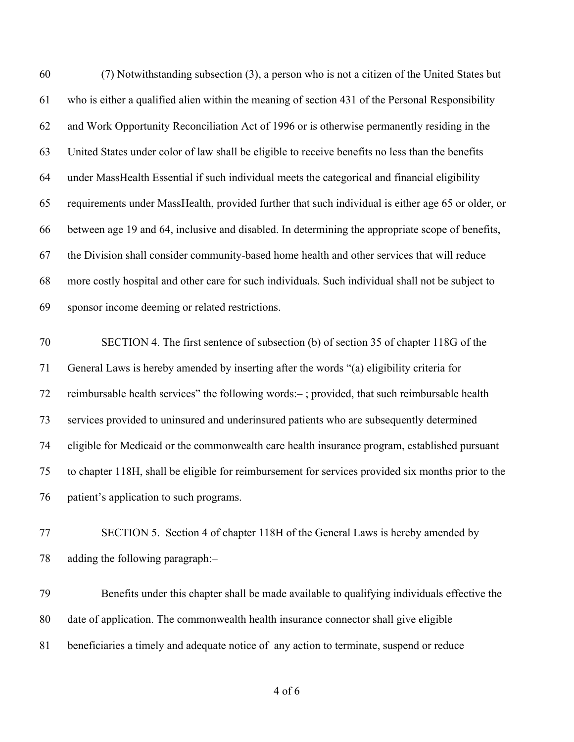(7) Notwithstanding subsection (3), a person who is not a citizen of the United States but who is either a qualified alien within the meaning of section 431 of the Personal Responsibility and Work Opportunity Reconciliation Act of 1996 or is otherwise permanently residing in the United States under color of law shall be eligible to receive benefits no less than the benefits under MassHealth Essential if such individual meets the categorical and financial eligibility requirements under MassHealth, provided further that such individual is either age 65 or older, or between age 19 and 64, inclusive and disabled. In determining the appropriate scope of benefits, the Division shall consider community-based home health and other services that will reduce more costly hospital and other care for such individuals. Such individual shall not be subject to sponsor income deeming or related restrictions.

SECTION 4. The first sentence of subsection (b) of section 35 of chapter 118G of the General Laws is hereby amended by inserting after the words "(a) eligibility criteria for reimbursable health services" the following words:– ; provided, that such reimbursable health services provided to uninsured and underinsured patients who are subsequently determined eligible for Medicaid or the commonwealth care health insurance program, established pursuant to chapter 118H, shall be eligible for reimbursement for services provided six months prior to the patient's application to such programs.

SECTION 5. Section 4 of chapter 118H of the General Laws is hereby amended by adding the following paragraph:–

Benefits under this chapter shall be made available to qualifying individuals effective the date of application. The commonwealth health insurance connector shall give eligible beneficiaries a timely and adequate notice of any action to terminate, suspend or reduce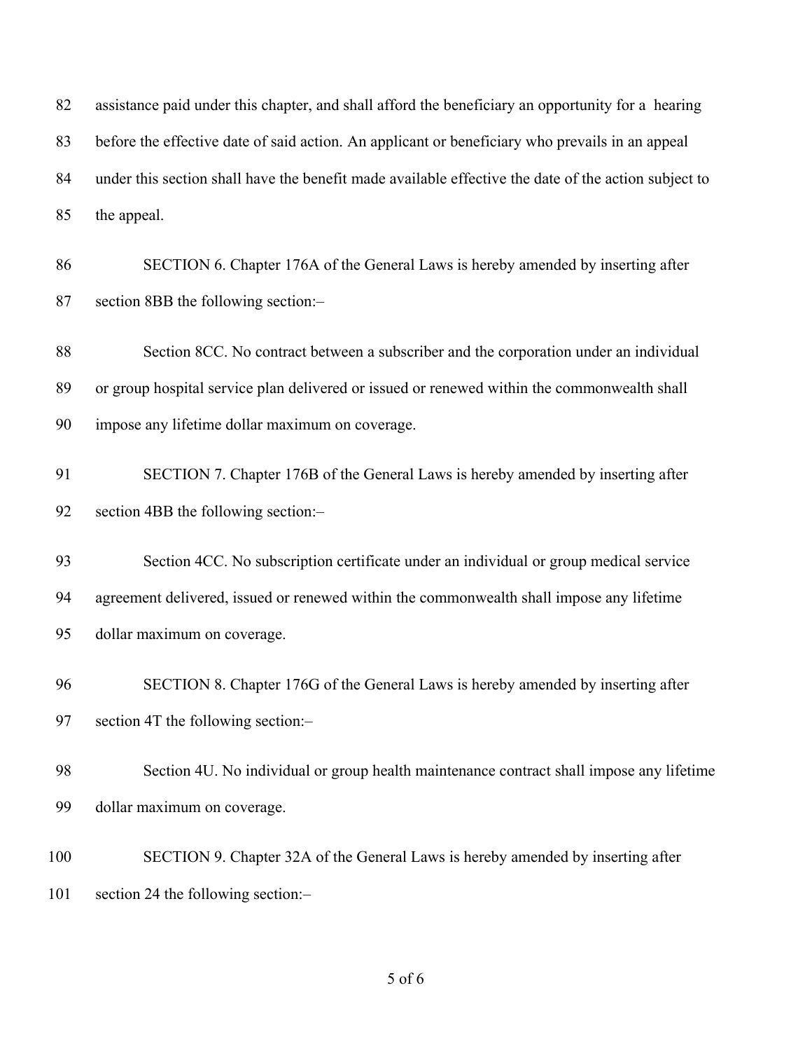assistance paid under this chapter, and shall afford the beneficiary an opportunity for a hearing before the effective date of said action. An applicant or beneficiary who prevails in an appeal under this section shall have the benefit made available effective the date of the action subject to the appeal.

SECTION 6. Chapter 176A of the General Laws is hereby amended by inserting after section 8BB the following section:–

Section 8CC. No contract between a subscriber and the corporation under an individual or group hospital service plan delivered or issued or renewed within the commonwealth shall impose any lifetime dollar maximum on coverage.

SECTION 7. Chapter 176B of the General Laws is hereby amended by inserting after section 4BB the following section:–

Section 4CC. No subscription certificate under an individual or group medical service agreement delivered, issued or renewed within the commonwealth shall impose any lifetime dollar maximum on coverage.

SECTION 8. Chapter 176G of the General Laws is hereby amended by inserting after section 4T the following section:–

Section 4U. No individual or group health maintenance contract shall impose any lifetime dollar maximum on coverage.

SECTION 9. Chapter 32A of the General Laws is hereby amended by inserting after section 24 the following section:–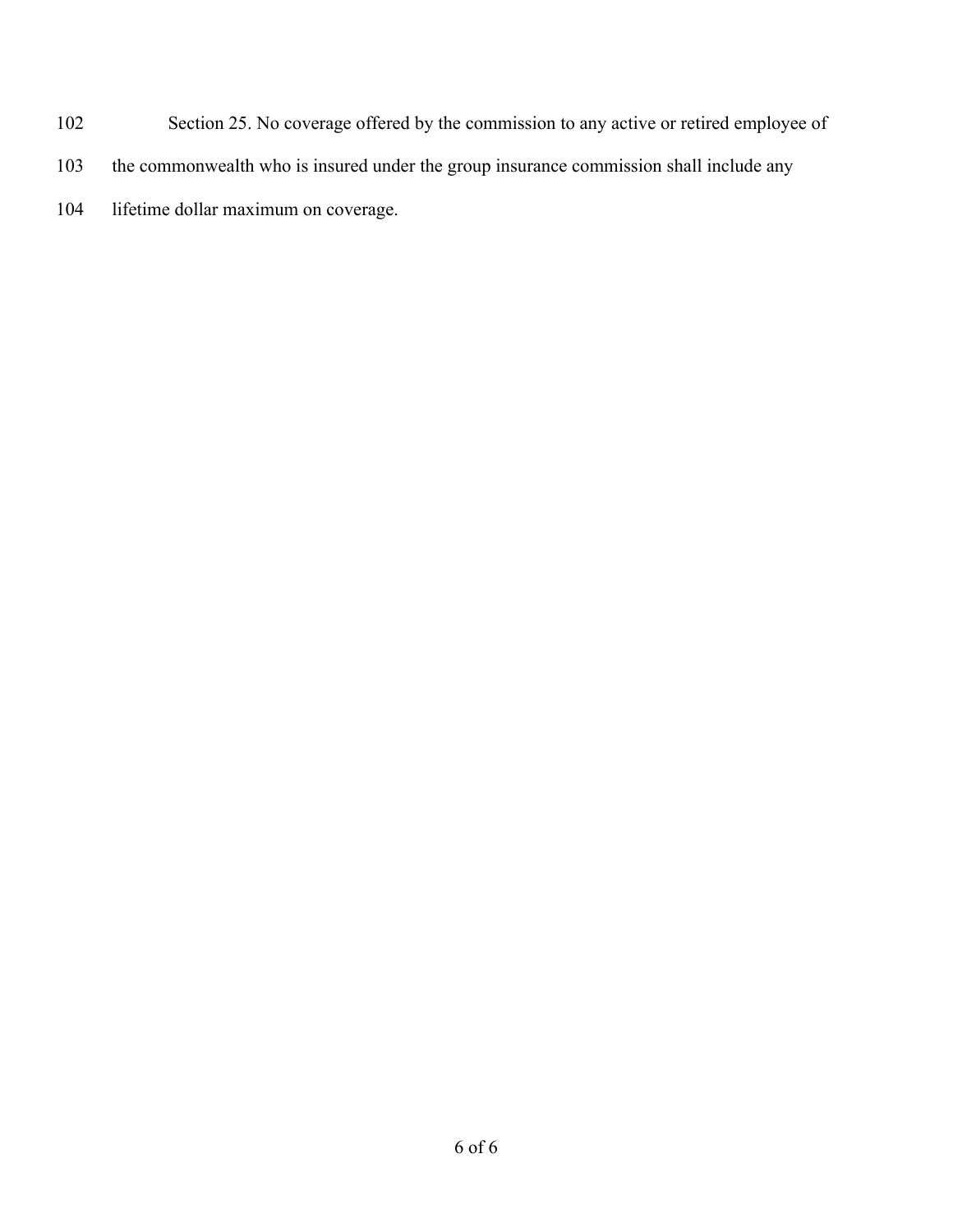102 Section 25. No coverage offered by the commission to any active or retired employee of

103 the commonwealth who is insured under the group insurance commission shall include any

104 lifetime dollar maximum on coverage.